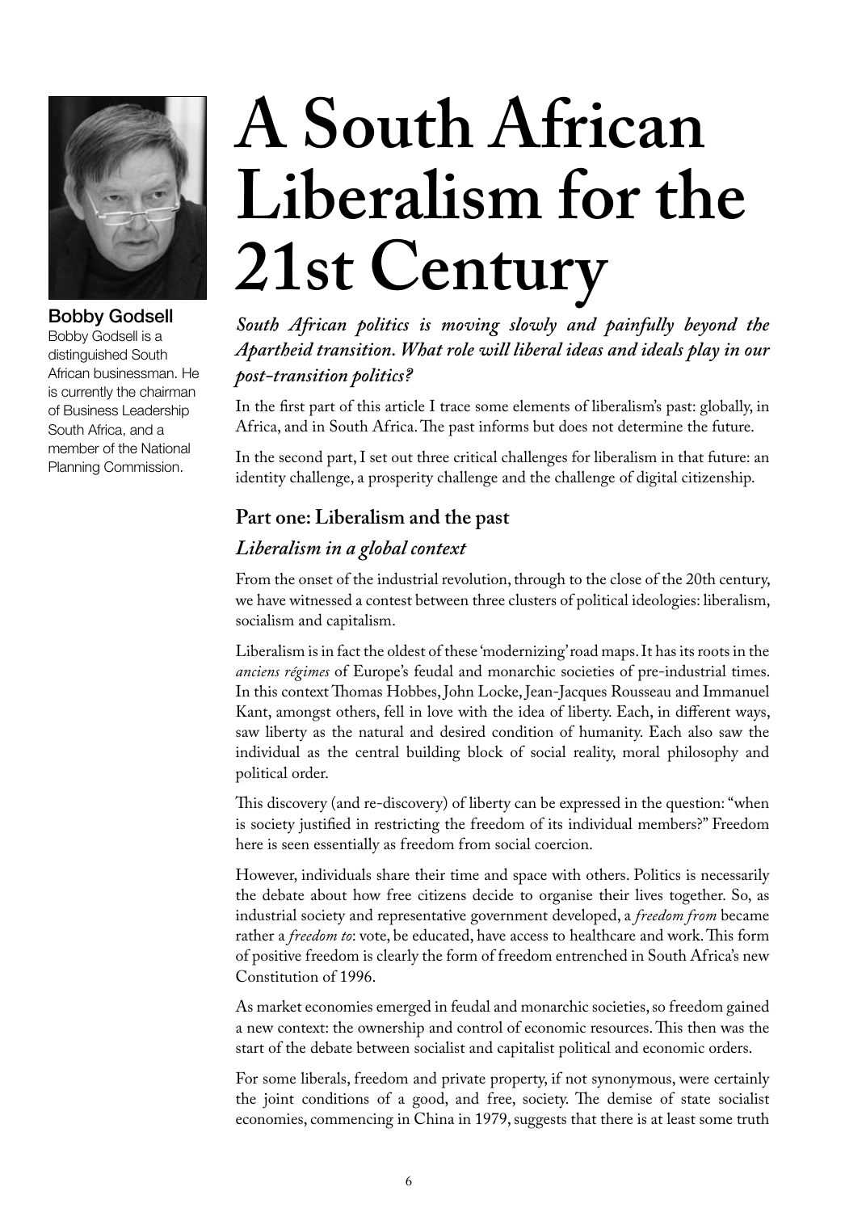Bobby Godsell

Bobby Godsell is a distinguished South African businessman. He is currently the chairman of Business Leadership South Africa, and a member of the National Planning Commission.

# A South African Liberalism for the 21st Century

***South African politics is moving slowly and painfully beyond the Apartheid transition. What role will liberal ideas and ideals play in our post-transition politics?***

In the first part of this article I trace some elements of liberalism's past: globally, in Africa, and in South Africa. The past informs but does not determine the future.

In the second part, I set out three critical challenges for liberalism in that future: an identity challenge, a prosperity challenge and the challenge of digital citizenship.

## Part one: Liberalism and the past

### *Liberalism in a global context*

From the onset of the industrial revolution, through to the close of the 20th century, we have witnessed a contest between three clusters of political ideologies: liberalism, socialism and capitalism.

Liberalism is in fact the oldest of these 'modernizing' road maps. It has its roots in the *anciens régimes* of Europe's feudal and monarchic societies of pre-industrial times. In this context Thomas Hobbes, John Locke, Jean-Jacques Rousseau and Immanuel Kant, amongst others, fell in love with the idea of liberty. Each, in different ways, saw liberty as the natural and desired condition of humanity. Each also saw the individual as the central building block of social reality, moral philosophy and political order.

This discovery (and re-discovery) of liberty can be expressed in the question: "when is society justified in restricting the freedom of its individual members?" Freedom here is seen essentially as freedom from social coercion.

However, individuals share their time and space with others. Politics is necessarily the debate about how free citizens decide to organise their lives together. So, as industrial society and representative government developed, a *freedom from* became rather a *freedom to*: vote, be educated, have access to healthcare and work. This form of positive freedom is clearly the form of freedom entrenched in South Africa's new Constitution of 1996.

As market economies emerged in feudal and monarchic societies, so freedom gained a new context: the ownership and control of economic resources. This then was the start of the debate between socialist and capitalist political and economic orders.

For some liberals, freedom and private property, if not synonymous, were certainly the joint conditions of a good, and free, society. The demise of state socialist economies, commencing in China in 1979, suggests that there is at least some truth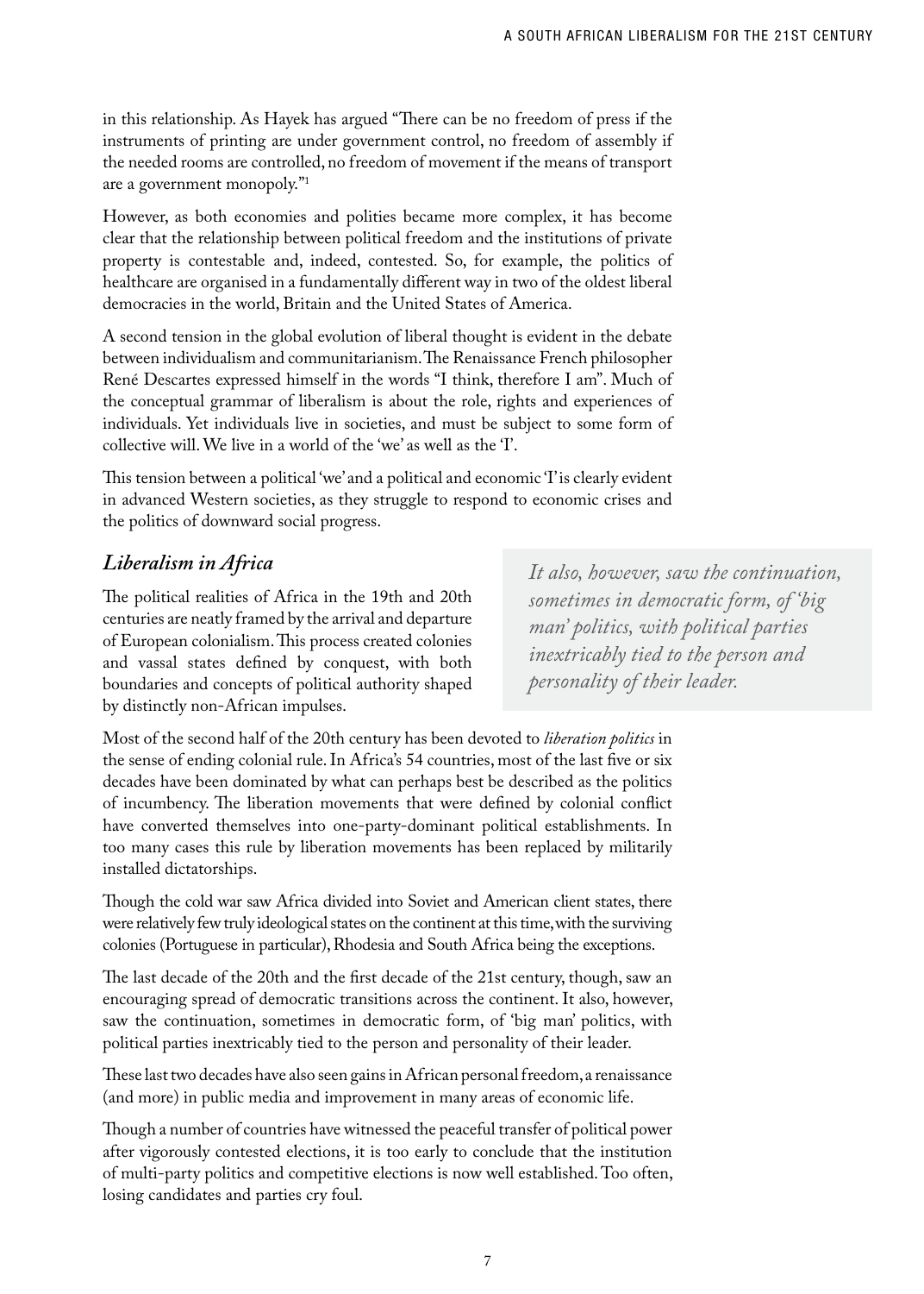in this relationship. As Hayek has argued "There can be no freedom of press if the instruments of printing are under government control, no freedom of assembly if the needed rooms are controlled, no freedom of movement if the means of transport are a government monopoly."[1]

However, as both economies and polities became more complex, it has become clear that the relationship between political freedom and the institutions of private property is contestable and, indeed, contested. So, for example, the politics of healthcare are organised in a fundamentally different way in two of the oldest liberal democracies in the world, Britain and the United States of America.

A second tension in the global evolution of liberal thought is evident in the debate between individualism and communitarianism. The Renaissance French philosopher René Descartes expressed himself in the words "I think, therefore I am". Much of the conceptual grammar of liberalism is about the role, rights and experiences of individuals. Yet individuals live in societies, and must be subject to some form of collective will. We live in a world of the 'we' as well as the 'I'.

This tension between a political 'we' and a political and economic 'I' is clearly evident in advanced Western societies, as they struggle to respond to economic crises and the politics of downward social progress.

## *Liberalism in Africa*

The political realities of Africa in the 19th and 20th centuries are neatly framed by the arrival and departure of European colonialism. This process created colonies and vassal states defined by conquest, with both boundaries and concepts of political authority shaped by distinctly non-African impulses.

> *It also, however, saw the continuation, sometimes in democratic form, of 'big man' politics, with political parties inextricably tied to the person and personality of their leader.*

Most of the second half of the 20th century has been devoted to *liberation politics* in the sense of ending colonial rule. In Africa's 54 countries, most of the last five or six decades have been dominated by what can perhaps best be described as the politics of incumbency. The liberation movements that were defined by colonial conflict have converted themselves into one-party-dominant political establishments. In too many cases this rule by liberation movements has been replaced by militarily installed dictatorships.

Though the cold war saw Africa divided into Soviet and American client states, there were relatively few truly ideological states on the continent at this time, with the surviving colonies (Portuguese in particular), Rhodesia and South Africa being the exceptions.

The last decade of the 20th and the first decade of the 21st century, though, saw an encouraging spread of democratic transitions across the continent. It also, however, saw the continuation, sometimes in democratic form, of 'big man' politics, with political parties inextricably tied to the person and personality of their leader.

These last two decades have also seen gains in African personal freedom, a renaissance (and more) in public media and improvement in many areas of economic life.

Though a number of countries have witnessed the peaceful transfer of political power after vigorously contested elections, it is too early to conclude that the institution of multi-party politics and competitive elections is now well established. Too often, losing candidates and parties cry foul.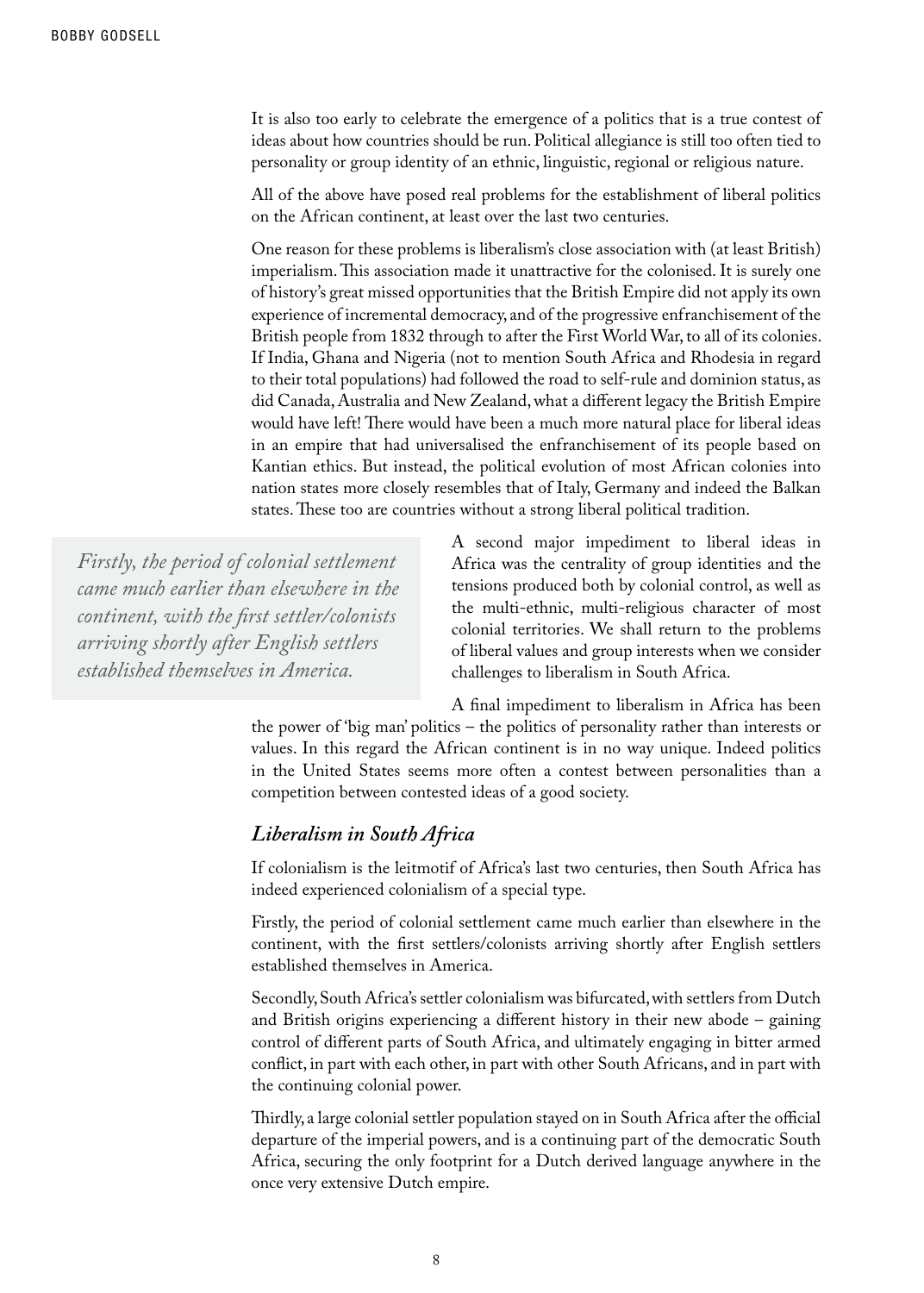It is also too early to celebrate the emergence of a politics that is a true contest of ideas about how countries should be run. Political allegiance is still too often tied to personality or group identity of an ethnic, linguistic, regional or religious nature.

All of the above have posed real problems for the establishment of liberal politics on the African continent, at least over the last two centuries.

One reason for these problems is liberalism's close association with (at least British) imperialism. This association made it unattractive for the colonised. It is surely one of history's great missed opportunities that the British Empire did not apply its own experience of incremental democracy, and of the progressive enfranchisement of the British people from 1832 through to after the First World War, to all of its colonies. If India, Ghana and Nigeria (not to mention South Africa and Rhodesia in regard to their total populations) had followed the road to self-rule and dominion status, as did Canada, Australia and New Zealand, what a different legacy the British Empire would have left! There would have been a much more natural place for liberal ideas in an empire that had universalised the enfranchisement of its people based on Kantian ethics. But instead, the political evolution of most African colonies into nation states more closely resembles that of Italy, Germany and indeed the Balkan states. These too are countries without a strong liberal political tradition.

> *Firstly, the period of colonial settlement came much earlier than elsewhere in the continent, with the first settler/colonists arriving shortly after English settlers established themselves in America.*

A second major impediment to liberal ideas in Africa was the centrality of group identities and the tensions produced both by colonial control, as well as the multi-ethnic, multi-religious character of most colonial territories. We shall return to the problems of liberal values and group interests when we consider challenges to liberalism in South Africa.

A final impediment to liberalism in Africa has been the power of 'big man' politics – the politics of personality rather than interests or values. In this regard the African continent is in no way unique. Indeed politics in the United States seems more often a contest between personalities than a competition between contested ideas of a good society.

## *Liberalism in South Africa*

If colonialism is the leitmotif of Africa's last two centuries, then South Africa has indeed experienced colonialism of a special type.

Firstly, the period of colonial settlement came much earlier than elsewhere in the continent, with the first settlers/colonists arriving shortly after English settlers established themselves in America.

Secondly, South Africa's settler colonialism was bifurcated, with settlers from Dutch and British origins experiencing a different history in their new abode – gaining control of different parts of South Africa, and ultimately engaging in bitter armed conflict, in part with each other, in part with other South Africans, and in part with the continuing colonial power.

Thirdly, a large colonial settler population stayed on in South Africa after the official departure of the imperial powers, and is a continuing part of the democratic South Africa, securing the only footprint for a Dutch derived language anywhere in the once very extensive Dutch empire.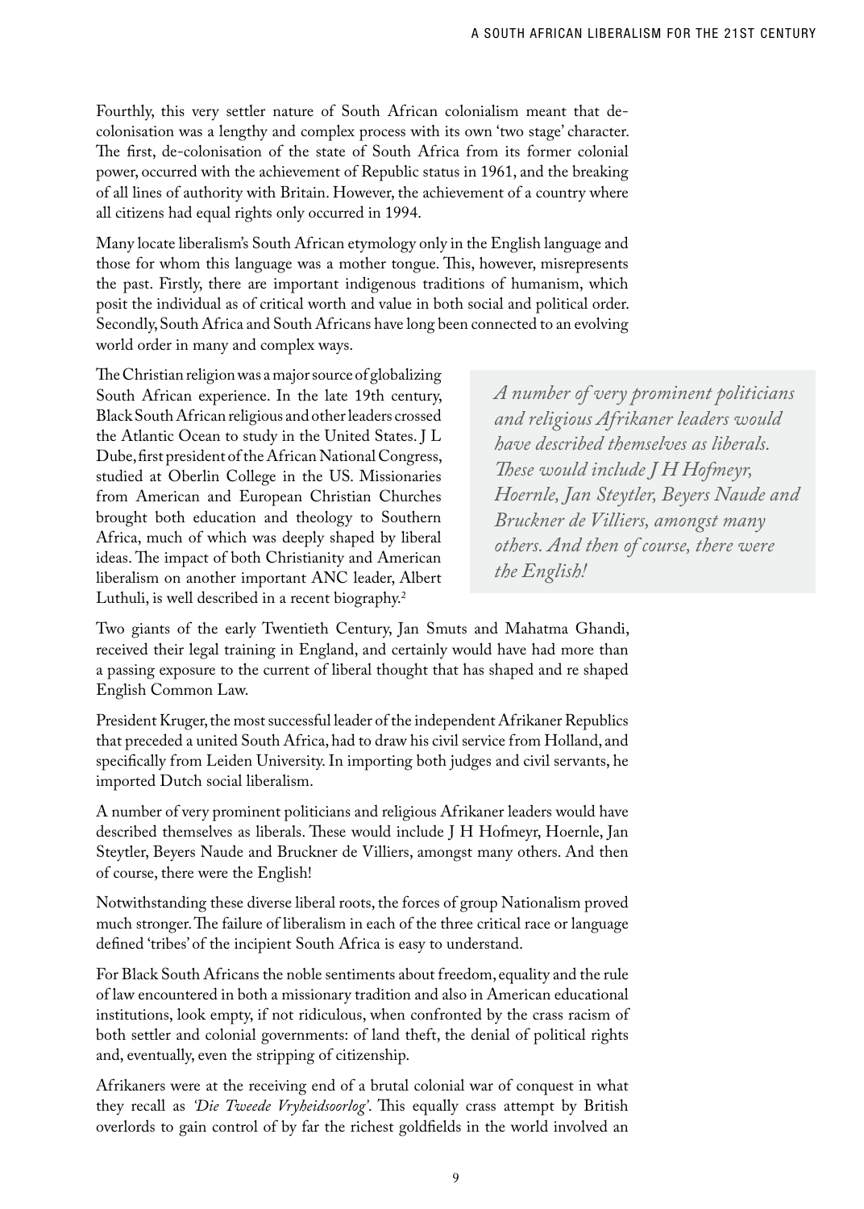Fourthly, this very settler nature of South African colonialism meant that de-colonisation was a lengthy and complex process with its own 'two stage' character. The first, de-colonisation of the state of South Africa from its former colonial power, occurred with the achievement of Republic status in 1961, and the breaking of all lines of authority with Britain. However, the achievement of a country where all citizens had equal rights only occurred in 1994.

Many locate liberalism's South African etymology only in the English language and those for whom this language was a mother tongue. This, however, misrepresents the past. Firstly, there are important indigenous traditions of humanism, which posit the individual as of critical worth and value in both social and political order. Secondly, South Africa and South Africans have long been connected to an evolving world order in many and complex ways.

The Christian religion was a major source of globalizing South African experience. In the late 19th century, Black South African religious and other leaders crossed the Atlantic Ocean to study in the United States. J L Dube, first president of the African National Congress, studied at Oberlin College in the US. Missionaries from American and European Christian Churches brought both education and theology to Southern Africa, much of which was deeply shaped by liberal ideas. The impact of both Christianity and American liberalism on another important ANC leader, Albert Luthuli, is well described in a recent biography.[2]

> *A number of very prominent politicians and religious Afrikaner leaders would have described themselves as liberals. These would include J H Hofmeyr, Hoernle, Jan Steytler, Beyers Naude and Bruckner de Villiers, amongst many others. And then of course, there were the English!*

Two giants of the early Twentieth Century, Jan Smuts and Mahatma Ghandi, received their legal training in England, and certainly would have had more than a passing exposure to the current of liberal thought that has shaped and re shaped English Common Law.

President Kruger, the most successful leader of the independent Afrikaner Republics that preceded a united South Africa, had to draw his civil service from Holland, and specifically from Leiden University. In importing both judges and civil servants, he imported Dutch social liberalism.

A number of very prominent politicians and religious Afrikaner leaders would have described themselves as liberals. These would include J H Hofmeyr, Hoernle, Jan Steytler, Beyers Naude and Bruckner de Villiers, amongst many others. And then of course, there were the English!

Notwithstanding these diverse liberal roots, the forces of group Nationalism proved much stronger. The failure of liberalism in each of the three critical race or language defined 'tribes' of the incipient South Africa is easy to understand.

For Black South Africans the noble sentiments about freedom, equality and the rule of law encountered in both a missionary tradition and also in American educational institutions, look empty, if not ridiculous, when confronted by the crass racism of both settler and colonial governments: of land theft, the denial of political rights and, eventually, even the stripping of citizenship.

Afrikaners were at the receiving end of a brutal colonial war of conquest in what they recall as *'Die Tweede Vryheidsoorlog'*. This equally crass attempt by British overlords to gain control of by far the richest goldfields in the world involved an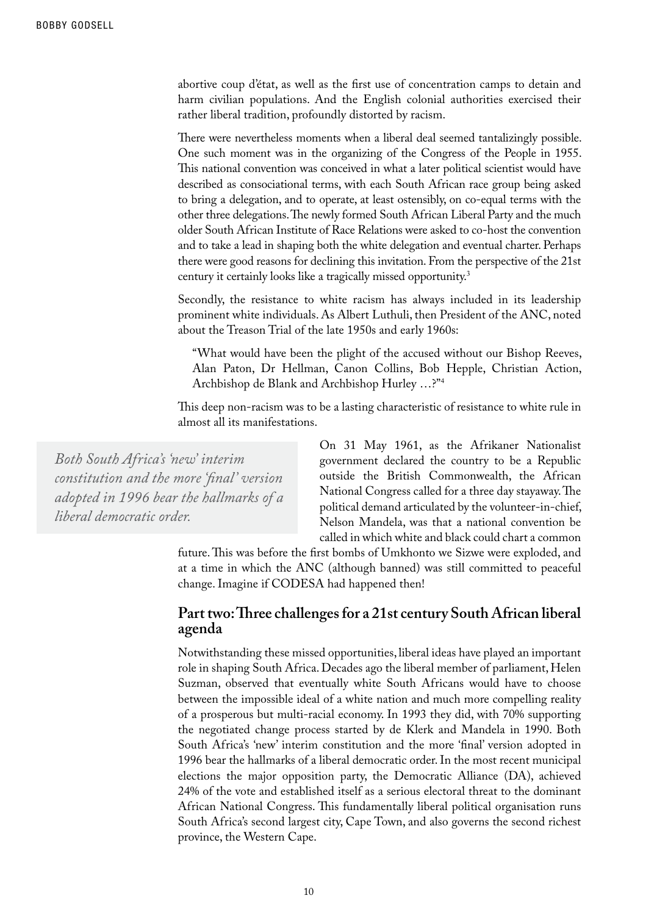abortive coup d'état, as well as the first use of concentration camps to detain and harm civilian populations. And the English colonial authorities exercised their rather liberal tradition, profoundly distorted by racism.

There were nevertheless moments when a liberal deal seemed tantalizingly possible. One such moment was in the organizing of the Congress of the People in 1955. This national convention was conceived in what a later political scientist would have described as consociational terms, with each South African race group being asked to bring a delegation, and to operate, at least ostensibly, on co-equal terms with the other three delegations. The newly formed South African Liberal Party and the much older South African Institute of Race Relations were asked to co-host the convention and to take a lead in shaping both the white delegation and eventual charter. Perhaps there were good reasons for declining this invitation. From the perspective of the 21st century it certainly looks like a tragically missed opportunity.[3]

Secondly, the resistance to white racism has always included in its leadership prominent white individuals. As Albert Luthuli, then President of the ANC, noted about the Treason Trial of the late 1950s and early 1960s:

> "What would have been the plight of the accused without our Bishop Reeves, Alan Paton, Dr Hellman, Canon Collins, Bob Hepple, Christian Action, Archbishop de Blank and Archbishop Hurley …?"[4]

This deep non-racism was to be a lasting characteristic of resistance to white rule in almost all its manifestations.

> *Both South Africa's 'new' interim constitution and the more 'final' version adopted in 1996 bear the hallmarks of a liberal democratic order.*

On 31 May 1961, as the Afrikaner Nationalist government declared the country to be a Republic outside the British Commonwealth, the African National Congress called for a three day stayaway. The political demand articulated by the volunteer-in-chief, Nelson Mandela, was that a national convention be called in which white and black could chart a common future. This was before the first bombs of Umkhonto we Sizwe were exploded, and at a time in which the ANC (although banned) was still committed to peaceful change. Imagine if CODESA had happened then!

## Part two: Three challenges for a 21st century South African liberal agenda

Notwithstanding these missed opportunities, liberal ideas have played an important role in shaping South Africa. Decades ago the liberal member of parliament, Helen Suzman, observed that eventually white South Africans would have to choose between the impossible ideal of a white nation and much more compelling reality of a prosperous but multi-racial economy. In 1993 they did, with 70% supporting the negotiated change process started by de Klerk and Mandela in 1990. Both South Africa's 'new' interim constitution and the more 'final' version adopted in 1996 bear the hallmarks of a liberal democratic order. In the most recent municipal elections the major opposition party, the Democratic Alliance (DA), achieved 24% of the vote and established itself as a serious electoral threat to the dominant African National Congress. This fundamentally liberal political organisation runs South Africa's second largest city, Cape Town, and also governs the second richest province, the Western Cape.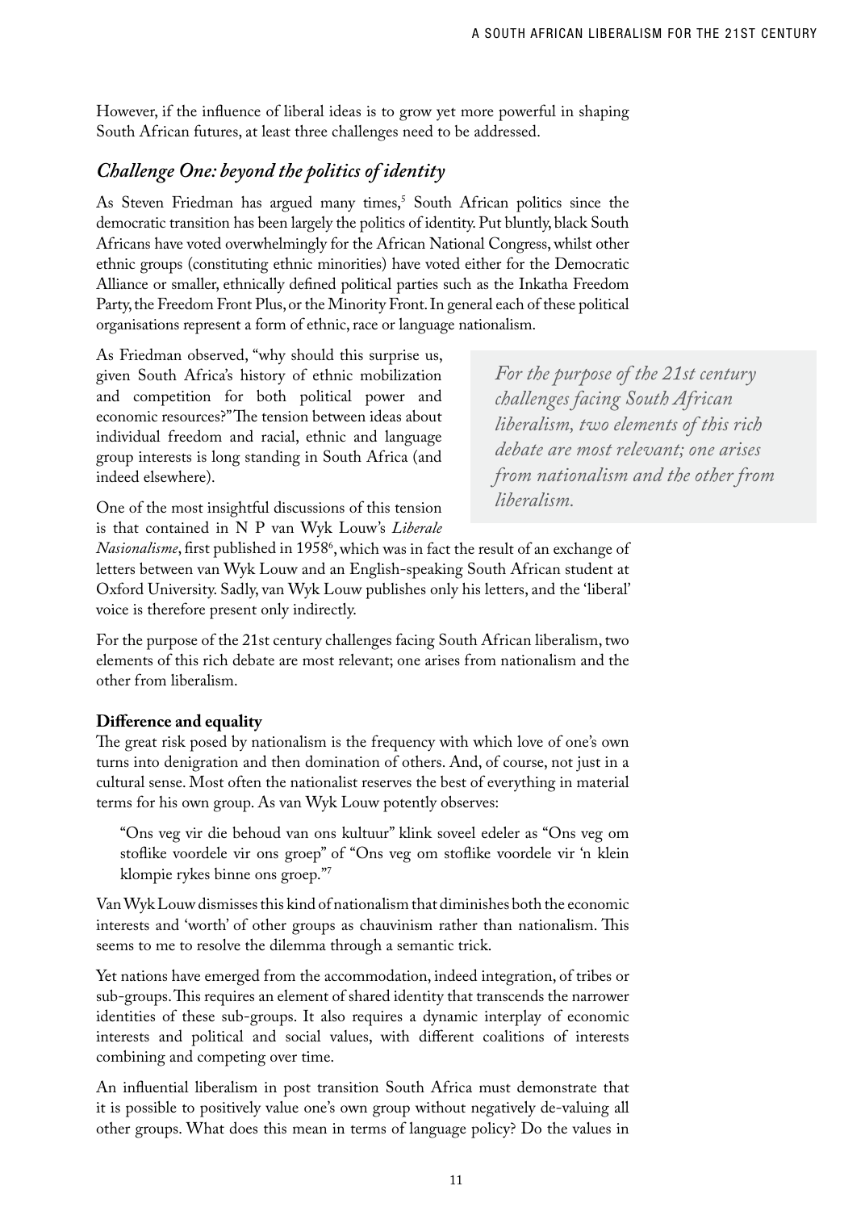However, if the influence of liberal ideas is to grow yet more powerful in shaping South African futures, at least three challenges need to be addressed.

## *Challenge One: beyond the politics of identity*

As Steven Friedman has argued many times,[5] South African politics since the democratic transition has been largely the politics of identity. Put bluntly, black South Africans have voted overwhelmingly for the African National Congress, whilst other ethnic groups (constituting ethnic minorities) have voted either for the Democratic Alliance or smaller, ethnically defined political parties such as the Inkatha Freedom Party, the Freedom Front Plus, or the Minority Front. In general each of these political organisations represent a form of ethnic, race or language nationalism.

As Friedman observed, "why should this surprise us, given South Africa's history of ethnic mobilization and competition for both political power and economic resources?" The tension between ideas about individual freedom and racial, ethnic and language group interests is long standing in South Africa (and indeed elsewhere).

One of the most insightful discussions of this tension is that contained in N P van Wyk Louw's *Liberale Nasionalisme*, first published in 1958[6], which was in fact the result of an exchange of letters between van Wyk Louw and an English-speaking South African student at Oxford University. Sadly, van Wyk Louw publishes only his letters, and the 'liberal' voice is therefore present only indirectly.

For the purpose of the 21st century challenges facing South African liberalism, two elements of this rich debate are most relevant; one arises from nationalism and the other from liberalism.

> *For the purpose of the 21st century challenges facing South African liberalism, two elements of this rich debate are most relevant; one arises from nationalism and the other from liberalism.*

### **Difference and equality**

The great risk posed by nationalism is the frequency with which love of one's own turns into denigration and then domination of others. And, of course, not just in a cultural sense. Most often the nationalist reserves the best of everything in material terms for his own group. As van Wyk Louw potently observes:

> "Ons veg vir die behoud van ons kultuur" klink soveel edeler as "Ons veg om stoflike voordele vir ons groep" of "Ons veg om stoflike voordele vir 'n klein klompie rykes binne ons groep."[7]

Van Wyk Louw dismisses this kind of nationalism that diminishes both the economic interests and 'worth' of other groups as chauvinism rather than nationalism. This seems to me to resolve the dilemma through a semantic trick.

Yet nations have emerged from the accommodation, indeed integration, of tribes or sub-groups. This requires an element of shared identity that transcends the narrower identities of these sub-groups. It also requires a dynamic interplay of economic interests and political and social values, with different coalitions of interests combining and competing over time.

An influential liberalism in post transition South Africa must demonstrate that it is possible to positively value one's own group without negatively de-valuing all other groups. What does this mean in terms of language policy? Do the values in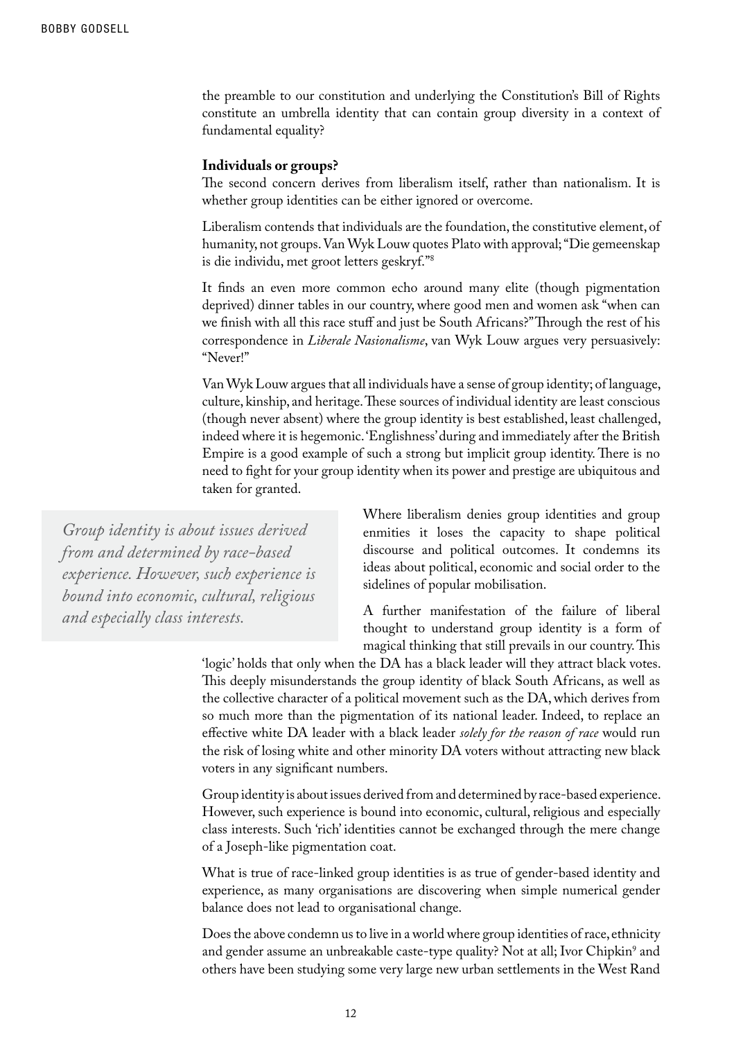the preamble to our constitution and underlying the Constitution's Bill of Rights constitute an umbrella identity that can contain group diversity in a context of fundamental equality?

**Individuals or groups?**

The second concern derives from liberalism itself, rather than nationalism. It is whether group identities can be either ignored or overcome.

Liberalism contends that individuals are the foundation, the constitutive element, of humanity, not groups. Van Wyk Louw quotes Plato with approval; "Die gemeenskap is die individu, met groot letters geskryf."[8]

It finds an even more common echo around many elite (though pigmentation deprived) dinner tables in our country, where good men and women ask "when can we finish with all this race stuff and just be South Africans?" Through the rest of his correspondence in *Liberale Nasionalisme*, van Wyk Louw argues very persuasively: "Never!"

Van Wyk Louw argues that all individuals have a sense of group identity; of language, culture, kinship, and heritage. These sources of individual identity are least conscious (though never absent) where the group identity is best established, least challenged, indeed where it is hegemonic. 'Englishness' during and immediately after the British Empire is a good example of such a strong but implicit group identity. There is no need to fight for your group identity when its power and prestige are ubiquitous and taken for granted.

> *Group identity is about issues derived from and determined by race-based experience. However, such experience is bound into economic, cultural, religious and especially class interests.*

Where liberalism denies group identities and group enmities it loses the capacity to shape political discourse and political outcomes. It condemns its ideas about political, economic and social order to the sidelines of popular mobilisation.

A further manifestation of the failure of liberal thought to understand group identity is a form of magical thinking that still prevails in our country. This 'logic' holds that only when the DA has a black leader will they attract black votes. This deeply misunderstands the group identity of black South Africans, as well as the collective character of a political movement such as the DA, which derives from so much more than the pigmentation of its national leader. Indeed, to replace an effective white DA leader with a black leader *solely for the reason of race* would run the risk of losing white and other minority DA voters without attracting new black voters in any significant numbers.

Group identity is about issues derived from and determined by race-based experience. However, such experience is bound into economic, cultural, religious and especially class interests. Such 'rich' identities cannot be exchanged through the mere change of a Joseph-like pigmentation coat.

What is true of race-linked group identities is as true of gender-based identity and experience, as many organisations are discovering when simple numerical gender balance does not lead to organisational change.

Does the above condemn us to live in a world where group identities of race, ethnicity and gender assume an unbreakable caste-type quality? Not at all; Ivor Chipkin[9] and others have been studying some very large new urban settlements in the West Rand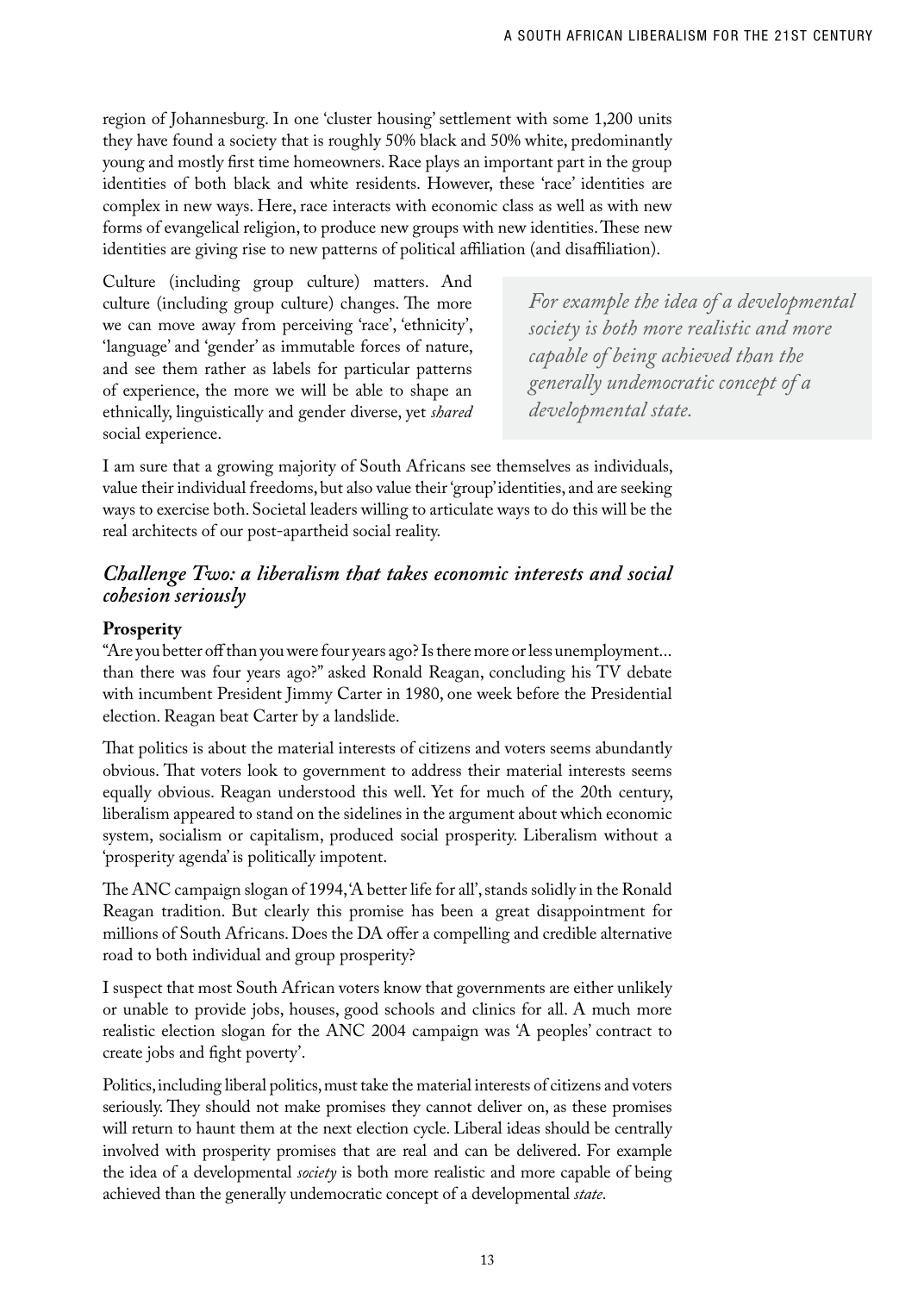region of Johannesburg. In one 'cluster housing' settlement with some 1,200 units they have found a society that is roughly 50% black and 50% white, predominantly young and mostly first time homeowners. Race plays an important part in the group identities of both black and white residents. However, these 'race' identities are complex in new ways. Here, race interacts with economic class as well as with new forms of evangelical religion, to produce new groups with new identities. These new identities are giving rise to new patterns of political affiliation (and disaffiliation).

Culture (including group culture) matters. And culture (including group culture) changes. The more we can move away from perceiving 'race', 'ethnicity', 'language' and 'gender' as immutable forces of nature, and see them rather as labels for particular patterns of experience, the more we will be able to shape an ethnically, linguistically and gender diverse, yet *shared* social experience.

> *For example the idea of a developmental society is both more realistic and more capable of being achieved than the generally undemocratic concept of a developmental state.*

I am sure that a growing majority of South Africans see themselves as individuals, value their individual freedoms, but also value their 'group' identities, and are seeking ways to exercise both. Societal leaders willing to articulate ways to do this will be the real architects of our post-apartheid social reality.

## *Challenge Two: a liberalism that takes economic interests and social cohesion seriously*

### Prosperity

"Are you better off than you were four years ago? Is there more or less unemployment... than there was four years ago?" asked Ronald Reagan, concluding his TV debate with incumbent President Jimmy Carter in 1980, one week before the Presidential election. Reagan beat Carter by a landslide.

That politics is about the material interests of citizens and voters seems abundantly obvious. That voters look to government to address their material interests seems equally obvious. Reagan understood this well. Yet for much of the 20th century, liberalism appeared to stand on the sidelines in the argument about which economic system, socialism or capitalism, produced social prosperity. Liberalism without a 'prosperity agenda' is politically impotent.

The ANC campaign slogan of 1994, 'A better life for all', stands solidly in the Ronald Reagan tradition. But clearly this promise has been a great disappointment for millions of South Africans. Does the DA offer a compelling and credible alternative road to both individual and group prosperity?

I suspect that most South African voters know that governments are either unlikely or unable to provide jobs, houses, good schools and clinics for all. A much more realistic election slogan for the ANC 2004 campaign was 'A peoples' contract to create jobs and fight poverty'.

Politics, including liberal politics, must take the material interests of citizens and voters seriously. They should not make promises they cannot deliver on, as these promises will return to haunt them at the next election cycle. Liberal ideas should be centrally involved with prosperity promises that are real and can be delivered. For example the idea of a developmental *society* is both more realistic and more capable of being achieved than the generally undemocratic concept of a developmental *state*.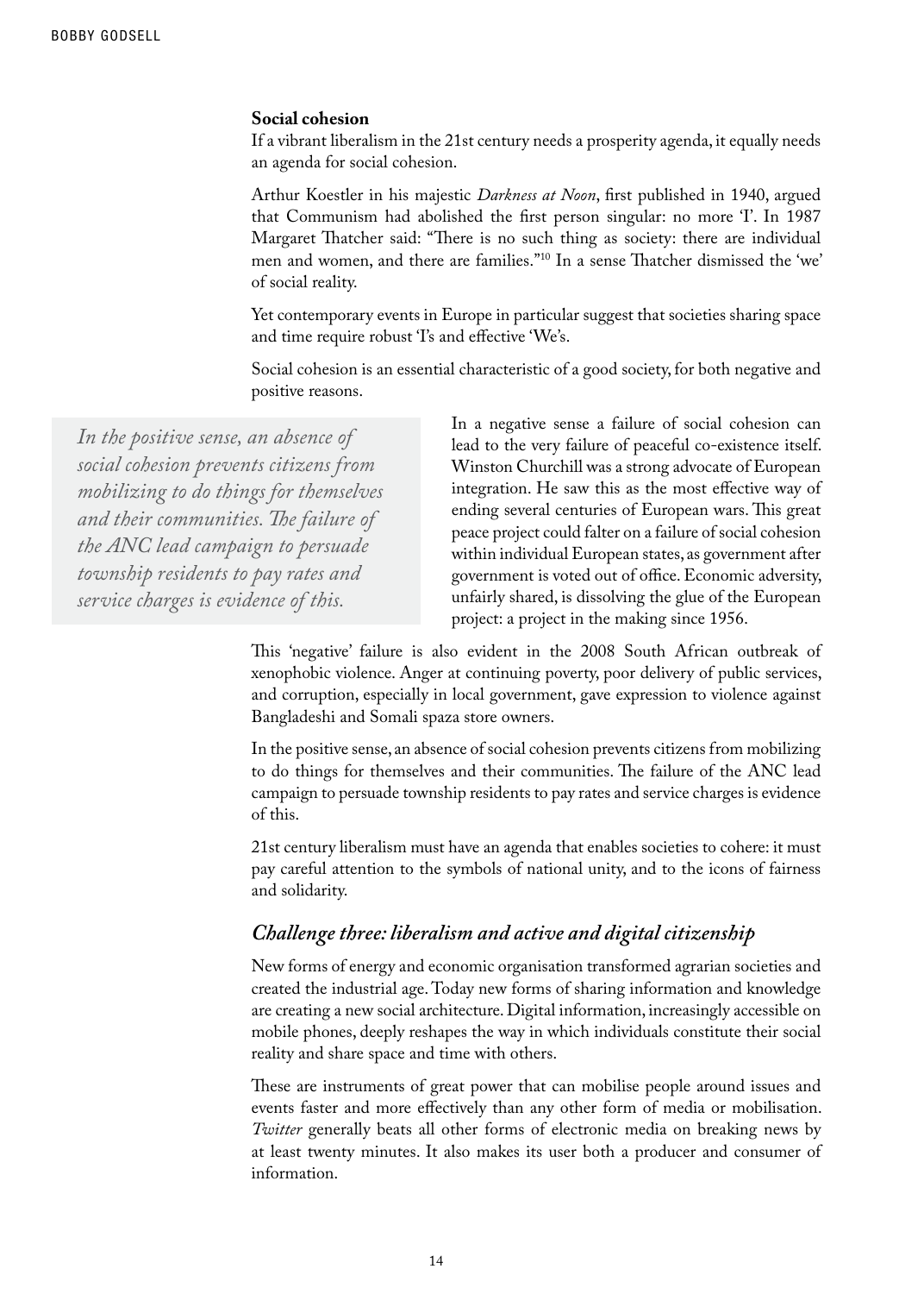**Social cohesion**

If a vibrant liberalism in the 21st century needs a prosperity agenda, it equally needs an agenda for social cohesion.

Arthur Koestler in his majestic *Darkness at Noon*, first published in 1940, argued that Communism had abolished the first person singular: no more 'I'. In 1987 Margaret Thatcher said: "There is no such thing as society: there are individual men and women, and there are families."[10] In a sense Thatcher dismissed the 'we' of social reality.

Yet contemporary events in Europe in particular suggest that societies sharing space and time require robust 'I's and effective 'We's.

Social cohesion is an essential characteristic of a good society, for both negative and positive reasons.

In a negative sense a failure of social cohesion can lead to the very failure of peaceful co-existence itself. Winston Churchill was a strong advocate of European integration. He saw this as the most effective way of ending several centuries of European wars. This great peace project could falter on a failure of social cohesion within individual European states, as government after government is voted out of office. Economic adversity, unfairly shared, is dissolving the glue of the European project: a project in the making since 1956.

This 'negative' failure is also evident in the 2008 South African outbreak of xenophobic violence. Anger at continuing poverty, poor delivery of public services, and corruption, especially in local government, gave expression to violence against Bangladeshi and Somali spaza store owners.

In the positive sense, an absence of social cohesion prevents citizens from mobilizing to do things for themselves and their communities. The failure of the ANC lead campaign to persuade township residents to pay rates and service charges is evidence of this.

21st century liberalism must have an agenda that enables societies to cohere: it must pay careful attention to the symbols of national unity, and to the icons of fairness and solidarity.

## *Challenge three: liberalism and active and digital citizenship*

New forms of energy and economic organisation transformed agrarian societies and created the industrial age. Today new forms of sharing information and knowledge are creating a new social architecture. Digital information, increasingly accessible on mobile phones, deeply reshapes the way in which individuals constitute their social reality and share space and time with others.

These are instruments of great power that can mobilise people around issues and events faster and more effectively than any other form of media or mobilisation. *Twitter* generally beats all other forms of electronic media on breaking news by at least twenty minutes. It also makes its user both a producer and consumer of information.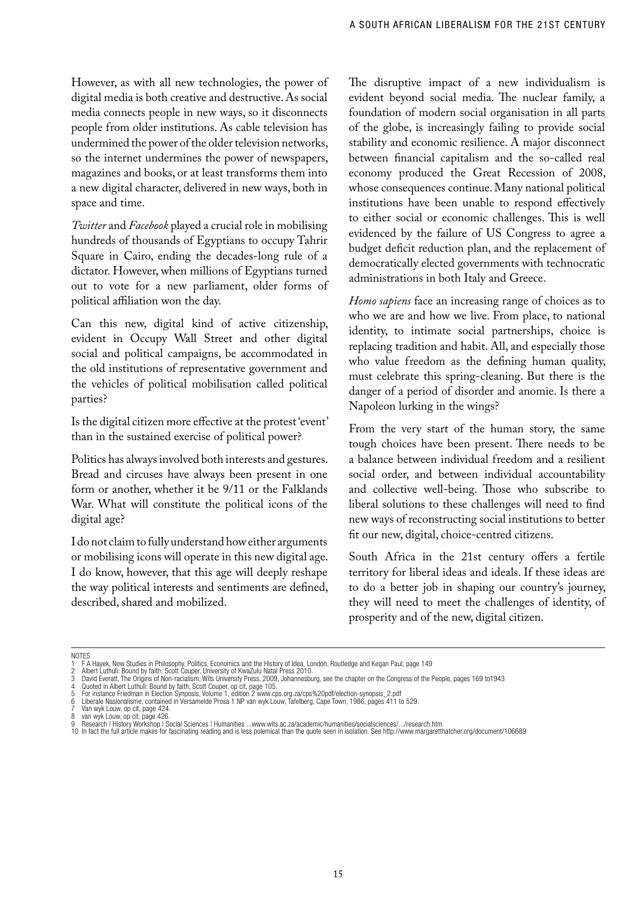However, as with all new technologies, the power of digital media is both creative and destructive. As social media connects people in new ways, so it disconnects people from older institutions. As cable television has undermined the power of the older television networks, so the internet undermines the power of newspapers, magazines and books, or at least transforms them into a new digital character, delivered in new ways, both in space and time.

*Twitter* and *Facebook* played a crucial role in mobilising hundreds of thousands of Egyptians to occupy Tahrir Square in Cairo, ending the decades-long rule of a dictator. However, when millions of Egyptians turned out to vote for a new parliament, older forms of political affiliation won the day.

Can this new, digital kind of active citizenship, evident in Occupy Wall Street and other digital social and political campaigns, be accommodated in the old institutions of representative government and the vehicles of political mobilisation called political parties?

Is the digital citizen more effective at the protest 'event' than in the sustained exercise of political power?

Politics has always involved both interests and gestures. Bread and circuses have always been present in one form or another, whether it be 9/11 or the Falklands War. What will constitute the political icons of the digital age?

I do not claim to fully understand how either arguments or mobilising icons will operate in this new digital age. I do know, however, that this age will deeply reshape the way political interests and sentiments are defined, described, shared and mobilized.

The disruptive impact of a new individualism is evident beyond social media. The nuclear family, a foundation of modern social organisation in all parts of the globe, is increasingly failing to provide social stability and economic resilience. A major disconnect between financial capitalism and the so-called real economy produced the Great Recession of 2008, whose consequences continue. Many national political institutions have been unable to respond effectively to either social or economic challenges. This is well evidenced by the failure of US Congress to agree a budget deficit reduction plan, and the replacement of democratically elected governments with technocratic administrations in both Italy and Greece.

*Homo sapiens* face an increasing range of choices as to who we are and how we live. From place, to national identity, to intimate social partnerships, choice is replacing tradition and habit. All, and especially those who value freedom as the defining human quality, must celebrate this spring-cleaning. But there is the danger of a period of disorder and anomie. Is there a Napoleon lurking in the wings?

From the very start of the human story, the same tough choices have been present. There needs to be a balance between individual freedom and a resilient social order, and between individual accountability and collective well-being. Those who subscribe to liberal solutions to these challenges will need to find new ways of reconstructing social institutions to better fit our new, digital, choice-centred citizens.

South Africa in the 21st century offers a fertile territory for liberal ideas and ideals. If these ideas are to do a better job in shaping our country's journey, they will need to meet the challenges of identity, of prosperity and of the new, digital citizen.

NOTES

1 F A Hayek, New Studies in Philosophy, Politics, Economics and the History of Idea, London, Routledge and Kegan Paul, page 149
2 Albert Luthuli: Bound by faith; Scott Couper, University of KwaZulu Natal Press 2010.
3 David Everatt, The Origins of Non-racialism, Wits University Press, 2009, Johannesburg, see the chapter on the Congress of the People, pages 169 to1943
4 Quoted in Albert Luthuli: Bound by faith, Scott Couper, op cit, page 105.
5 For instance Friedman in Election Synposis, Volume 1, edition 2 www.cps.org.za/cps%20pdf/election-synopsis_2.pdf
6 Liberale Nasionalisme, contained in Versamelde Prosa 1 NP van wyk Louw, Tafelberg, Cape Town, 1986, pages 411 to 529.
7 Van wyk Louw, op cit, page 424.
8 van wyk Louw, op cit, page 426.
9 Research | History Workshop | Social Sciences | Humanities ...www.wits.ac.za/academic/humanities/socialsciences/.../research.htm
10 In fact the full article makes for fascinating reading and is less polemical than the quote seen in isolation. See http://www.margaretthatcher.org/document/106689